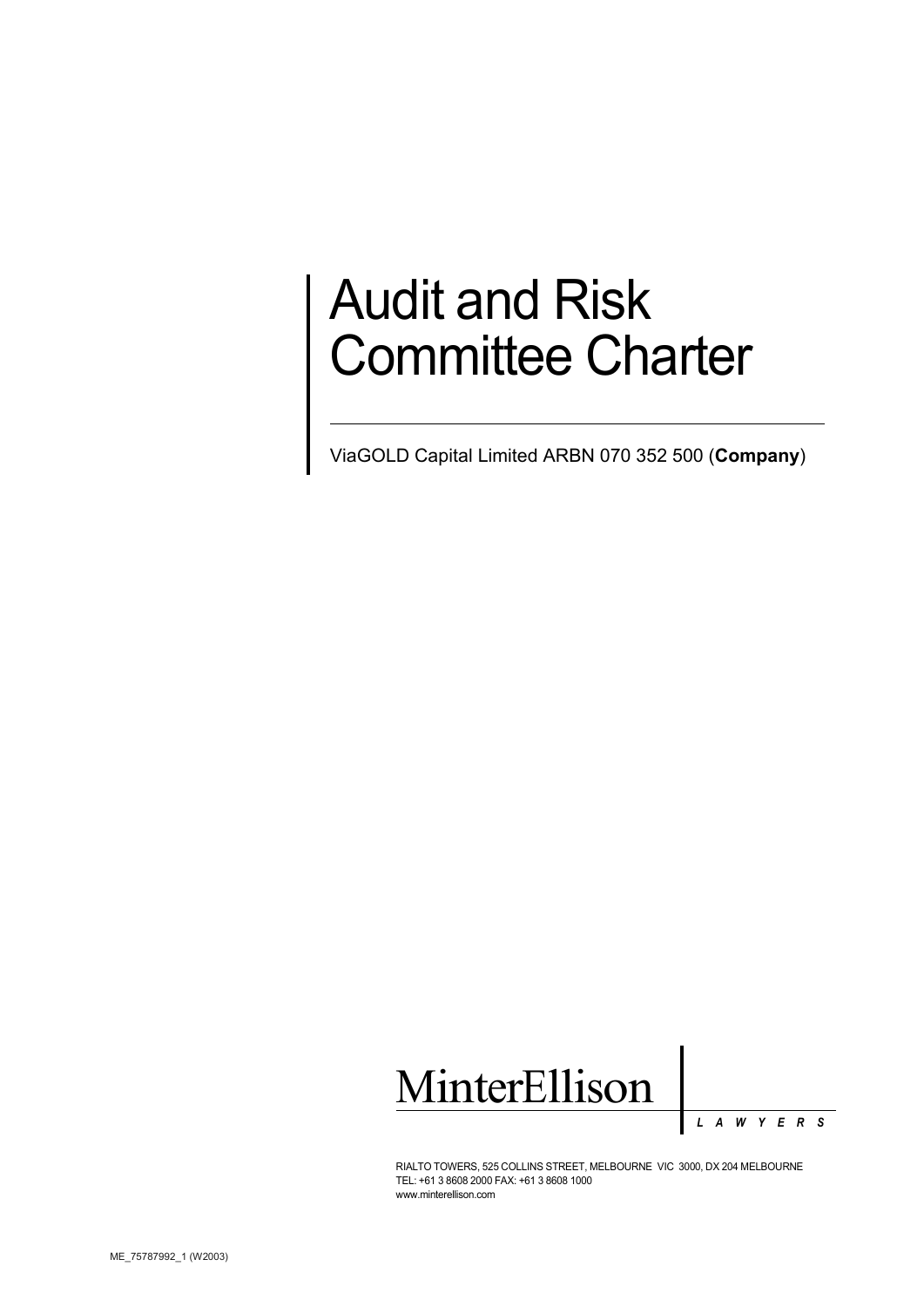# Audit and Risk Committee Charter

ViaGOLD Capital Limited ARBN 070 352 500 (**Company**)

MinterEllison

*L A W Y E R S*

RIALTO TOWERS, 525 COLLINS STREET, MELBOURNE VIC 3000, DX 204 MELBOURNE
TEL: +61 3 8608 2000 FAX: +61 3 8608 1000
www.minterellison.com

ME_75787992_1 (W2003)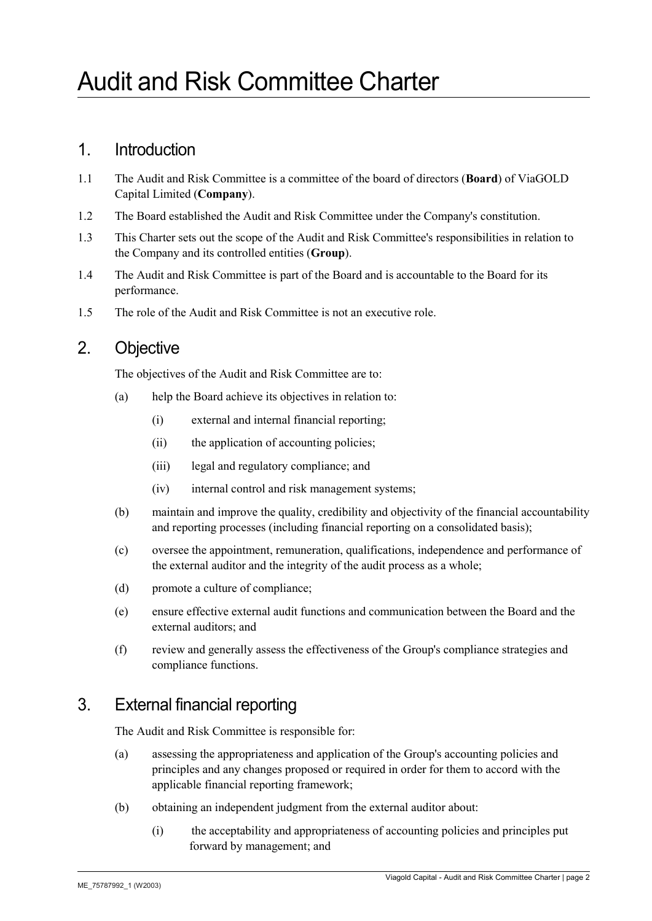# Audit and Risk Committee Charter

## 1. Introduction

1.1 The Audit and Risk Committee is a committee of the board of directors (**Board**) of ViaGOLD Capital Limited (**Company**).

1.2 The Board established the Audit and Risk Committee under the Company's constitution.

1.3 This Charter sets out the scope of the Audit and Risk Committee's responsibilities in relation to the Company and its controlled entities (**Group**).

1.4 The Audit and Risk Committee is part of the Board and is accountable to the Board for its performance.

1.5 The role of the Audit and Risk Committee is not an executive role.

## 2. Objective

The objectives of the Audit and Risk Committee are to:

(a) help the Board achieve its objectives in relation to:

  (i) external and internal financial reporting;

  (ii) the application of accounting policies;

  (iii) legal and regulatory compliance; and

  (iv) internal control and risk management systems;

(b) maintain and improve the quality, credibility and objectivity of the financial accountability and reporting processes (including financial reporting on a consolidated basis);

(c) oversee the appointment, remuneration, qualifications, independence and performance of the external auditor and the integrity of the audit process as a whole;

(d) promote a culture of compliance;

(e) ensure effective external audit functions and communication between the Board and the external auditors; and

(f) review and generally assess the effectiveness of the Group's compliance strategies and compliance functions.

## 3. External financial reporting

The Audit and Risk Committee is responsible for:

(a) assessing the appropriateness and application of the Group's accounting policies and principles and any changes proposed or required in order for them to accord with the applicable financial reporting framework;

(b) obtaining an independent judgment from the external auditor about:

  (i) the acceptability and appropriateness of accounting policies and principles put forward by management; and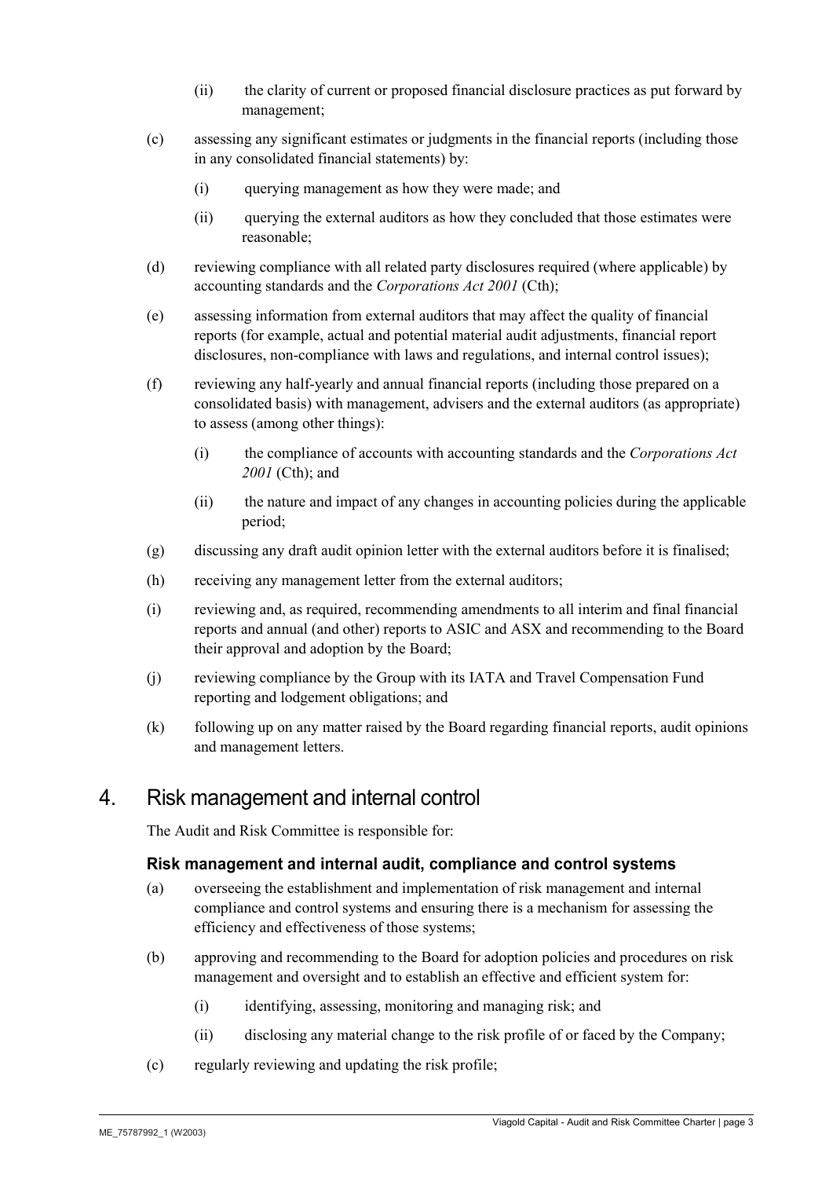(ii) the clarity of current or proposed financial disclosure practices as put forward by management;

(c) assessing any significant estimates or judgments in the financial reports (including those in any consolidated financial statements) by:

(i) querying management as how they were made; and

(ii) querying the external auditors as how they concluded that those estimates were reasonable;

(d) reviewing compliance with all related party disclosures required (where applicable) by accounting standards and the *Corporations Act 2001* (Cth);

(e) assessing information from external auditors that may affect the quality of financial reports (for example, actual and potential material audit adjustments, financial report disclosures, non-compliance with laws and regulations, and internal control issues);

(f) reviewing any half-yearly and annual financial reports (including those prepared on a consolidated basis) with management, advisers and the external auditors (as appropriate) to assess (among other things):

(i) the compliance of accounts with accounting standards and the *Corporations Act 2001* (Cth); and

(ii) the nature and impact of any changes in accounting policies during the applicable period;

(g) discussing any draft audit opinion letter with the external auditors before it is finalised;

(h) receiving any management letter from the external auditors;

(i) reviewing and, as required, recommending amendments to all interim and final financial reports and annual (and other) reports to ASIC and ASX and recommending to the Board their approval and adoption by the Board;

(j) reviewing compliance by the Group with its IATA and Travel Compensation Fund reporting and lodgement obligations; and

(k) following up on any matter raised by the Board regarding financial reports, audit opinions and management letters.

# 4. Risk management and internal control

The Audit and Risk Committee is responsible for:

### Risk management and internal audit, compliance and control systems

(a) overseeing the establishment and implementation of risk management and internal compliance and control systems and ensuring there is a mechanism for assessing the efficiency and effectiveness of those systems;

(b) approving and recommending to the Board for adoption policies and procedures on risk management and oversight and to establish an effective and efficient system for:

(i) identifying, assessing, monitoring and managing risk; and

(ii) disclosing any material change to the risk profile of or faced by the Company;

(c) regularly reviewing and updating the risk profile;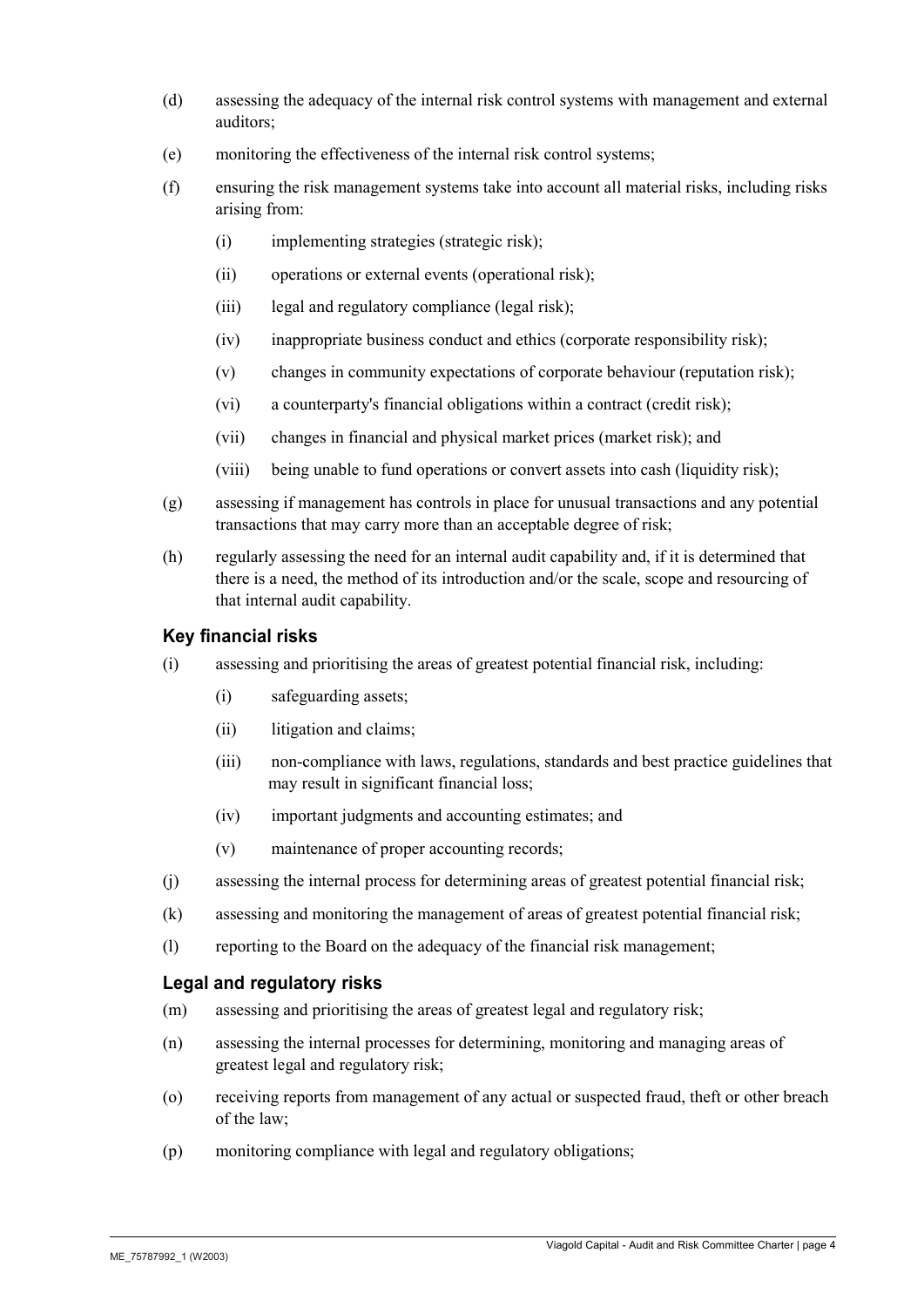(d) assessing the adequacy of the internal risk control systems with management and external auditors;

(e) monitoring the effectiveness of the internal risk control systems;

(f) ensuring the risk management systems take into account all material risks, including risks arising from:

  (i) implementing strategies (strategic risk);

  (ii) operations or external events (operational risk);

  (iii) legal and regulatory compliance (legal risk);

  (iv) inappropriate business conduct and ethics (corporate responsibility risk);

  (v) changes in community expectations of corporate behaviour (reputation risk);

  (vi) a counterparty's financial obligations within a contract (credit risk);

  (vii) changes in financial and physical market prices (market risk); and

  (viii) being unable to fund operations or convert assets into cash (liquidity risk);

(g) assessing if management has controls in place for unusual transactions and any potential transactions that may carry more than an acceptable degree of risk;

(h) regularly assessing the need for an internal audit capability and, if it is determined that there is a need, the method of its introduction and/or the scale, scope and resourcing of that internal audit capability.

### Key financial risks

(i) assessing and prioritising the areas of greatest potential financial risk, including:

  (i) safeguarding assets;

  (ii) litigation and claims;

  (iii) non-compliance with laws, regulations, standards and best practice guidelines that may result in significant financial loss;

  (iv) important judgments and accounting estimates; and

  (v) maintenance of proper accounting records;

(j) assessing the internal process for determining areas of greatest potential financial risk;

(k) assessing and monitoring the management of areas of greatest potential financial risk;

(l) reporting to the Board on the adequacy of the financial risk management;

### Legal and regulatory risks

(m) assessing and prioritising the areas of greatest legal and regulatory risk;

(n) assessing the internal processes for determining, monitoring and managing areas of greatest legal and regulatory risk;

(o) receiving reports from management of any actual or suspected fraud, theft or other breach of the law;

(p) monitoring compliance with legal and regulatory obligations;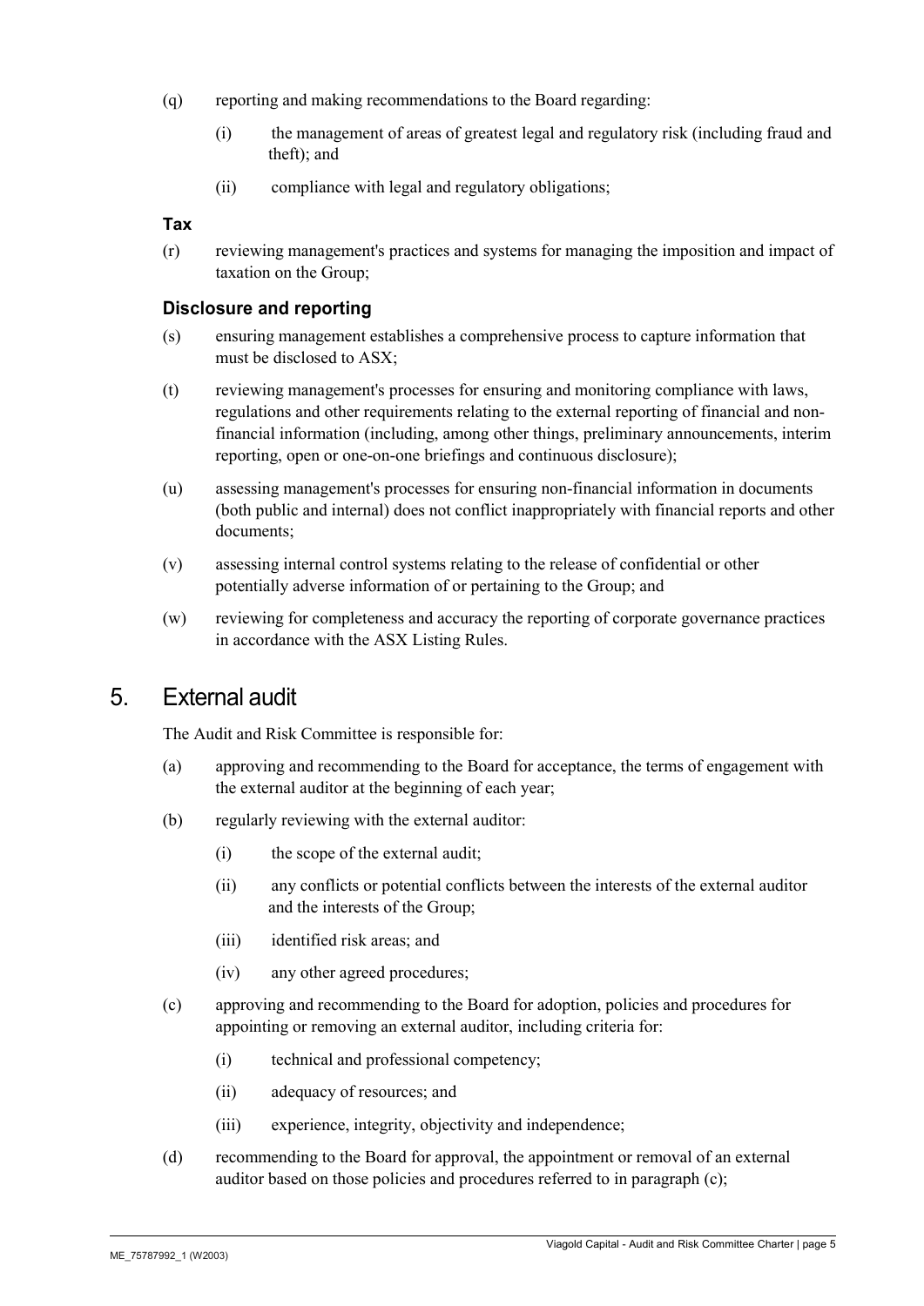(q) reporting and making recommendations to the Board regarding:

  (i) the management of areas of greatest legal and regulatory risk (including fraud and theft); and

  (ii) compliance with legal and regulatory obligations;

### Tax

(r) reviewing management's practices and systems for managing the imposition and impact of taxation on the Group;

### Disclosure and reporting

(s) ensuring management establishes a comprehensive process to capture information that must be disclosed to ASX;

(t) reviewing management's processes for ensuring and monitoring compliance with laws, regulations and other requirements relating to the external reporting of financial and non-financial information (including, among other things, preliminary announcements, interim reporting, open or one-on-one briefings and continuous disclosure);

(u) assessing management's processes for ensuring non-financial information in documents (both public and internal) does not conflict inappropriately with financial reports and other documents;

(v) assessing internal control systems relating to the release of confidential or other potentially adverse information of or pertaining to the Group; and

(w) reviewing for completeness and accuracy the reporting of corporate governance practices in accordance with the ASX Listing Rules.

## 5. External audit

The Audit and Risk Committee is responsible for:

(a) approving and recommending to the Board for acceptance, the terms of engagement with the external auditor at the beginning of each year;

(b) regularly reviewing with the external auditor:

  (i) the scope of the external audit;

  (ii) any conflicts or potential conflicts between the interests of the external auditor and the interests of the Group;

  (iii) identified risk areas; and

  (iv) any other agreed procedures;

(c) approving and recommending to the Board for adoption, policies and procedures for appointing or removing an external auditor, including criteria for:

  (i) technical and professional competency;

  (ii) adequacy of resources; and

  (iii) experience, integrity, objectivity and independence;

(d) recommending to the Board for approval, the appointment or removal of an external auditor based on those policies and procedures referred to in paragraph (c);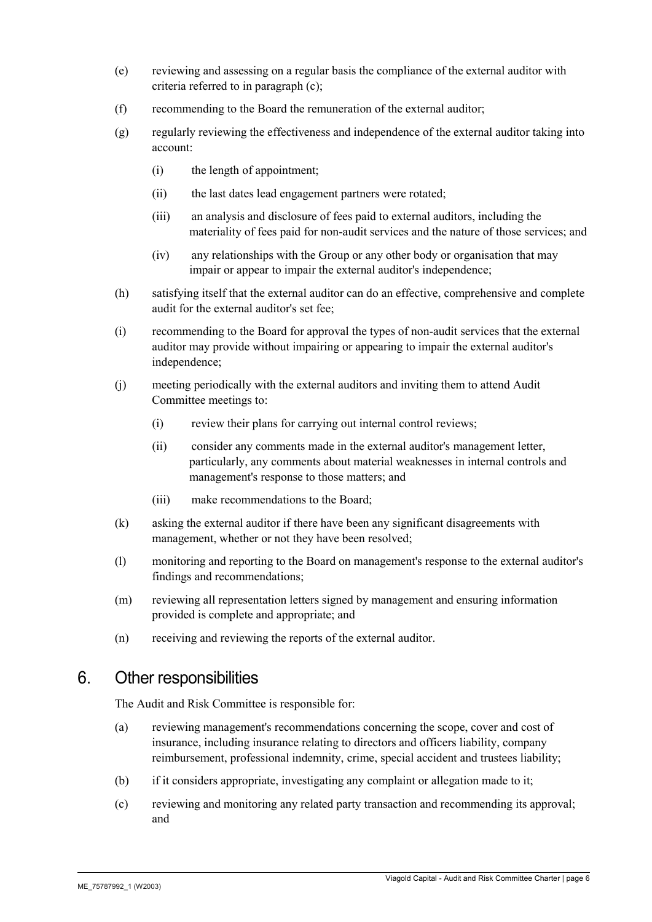(e) reviewing and assessing on a regular basis the compliance of the external auditor with criteria referred to in paragraph (c);

(f) recommending to the Board the remuneration of the external auditor;

(g) regularly reviewing the effectiveness and independence of the external auditor taking into account:

   (i) the length of appointment;

   (ii) the last dates lead engagement partners were rotated;

   (iii) an analysis and disclosure of fees paid to external auditors, including the materiality of fees paid for non-audit services and the nature of those services; and

   (iv) any relationships with the Group or any other body or organisation that may impair or appear to impair the external auditor's independence;

(h) satisfying itself that the external auditor can do an effective, comprehensive and complete audit for the external auditor's set fee;

(i) recommending to the Board for approval the types of non-audit services that the external auditor may provide without impairing or appearing to impair the external auditor's independence;

(j) meeting periodically with the external auditors and inviting them to attend Audit Committee meetings to:

   (i) review their plans for carrying out internal control reviews;

   (ii) consider any comments made in the external auditor's management letter, particularly, any comments about material weaknesses in internal controls and management's response to those matters; and

   (iii) make recommendations to the Board;

(k) asking the external auditor if there have been any significant disagreements with management, whether or not they have been resolved;

(l) monitoring and reporting to the Board on management's response to the external auditor's findings and recommendations;

(m) reviewing all representation letters signed by management and ensuring information provided is complete and appropriate; and

(n) receiving and reviewing the reports of the external auditor.

## 6. Other responsibilities

The Audit and Risk Committee is responsible for:

(a) reviewing management's recommendations concerning the scope, cover and cost of insurance, including insurance relating to directors and officers liability, company reimbursement, professional indemnity, crime, special accident and trustees liability;

(b) if it considers appropriate, investigating any complaint or allegation made to it;

(c) reviewing and monitoring any related party transaction and recommending its approval; and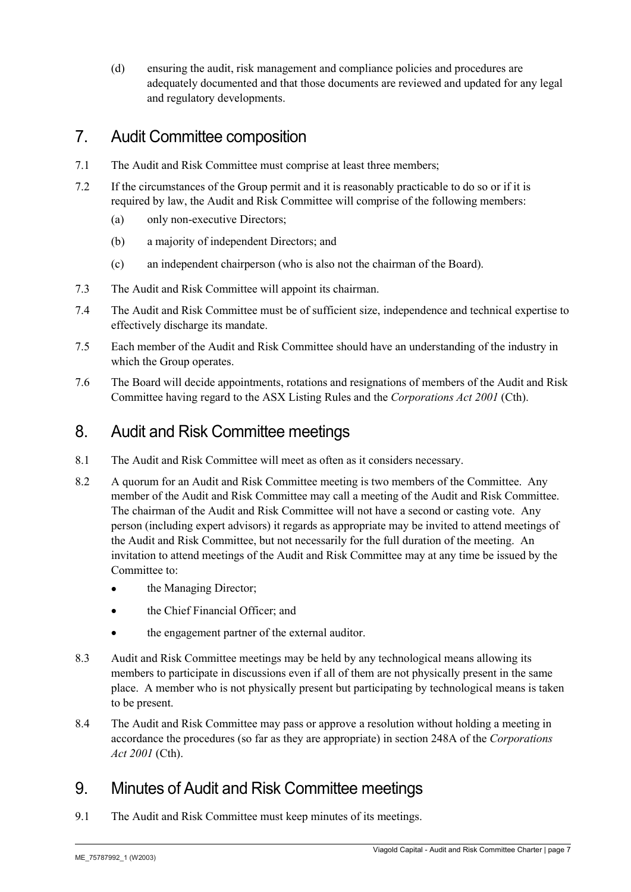(d) ensuring the audit, risk management and compliance policies and procedures are adequately documented and that those documents are reviewed and updated for any legal and regulatory developments.

## 7. Audit Committee composition

7.1 The Audit and Risk Committee must comprise at least three members;

7.2 If the circumstances of the Group permit and it is reasonably practicable to do so or if it is required by law, the Audit and Risk Committee will comprise of the following members:

(a) only non-executive Directors;

(b) a majority of independent Directors; and

(c) an independent chairperson (who is also not the chairman of the Board).

7.3 The Audit and Risk Committee will appoint its chairman.

7.4 The Audit and Risk Committee must be of sufficient size, independence and technical expertise to effectively discharge its mandate.

7.5 Each member of the Audit and Risk Committee should have an understanding of the industry in which the Group operates.

7.6 The Board will decide appointments, rotations and resignations of members of the Audit and Risk Committee having regard to the ASX Listing Rules and the *Corporations Act 2001* (Cth).

## 8. Audit and Risk Committee meetings

8.1 The Audit and Risk Committee will meet as often as it considers necessary.

8.2 A quorum for an Audit and Risk Committee meeting is two members of the Committee. Any member of the Audit and Risk Committee may call a meeting of the Audit and Risk Committee. The chairman of the Audit and Risk Committee will not have a second or casting vote. Any person (including expert advisors) it regards as appropriate may be invited to attend meetings of the Audit and Risk Committee, but not necessarily for the full duration of the meeting. An invitation to attend meetings of the Audit and Risk Committee may at any time be issued by the Committee to:

- the Managing Director;
- the Chief Financial Officer; and
- the engagement partner of the external auditor.

8.3 Audit and Risk Committee meetings may be held by any technological means allowing its members to participate in discussions even if all of them are not physically present in the same place. A member who is not physically present but participating by technological means is taken to be present.

8.4 The Audit and Risk Committee may pass or approve a resolution without holding a meeting in accordance the procedures (so far as they are appropriate) in section 248A of the *Corporations Act 2001* (Cth).

## 9. Minutes of Audit and Risk Committee meetings

9.1 The Audit and Risk Committee must keep minutes of its meetings.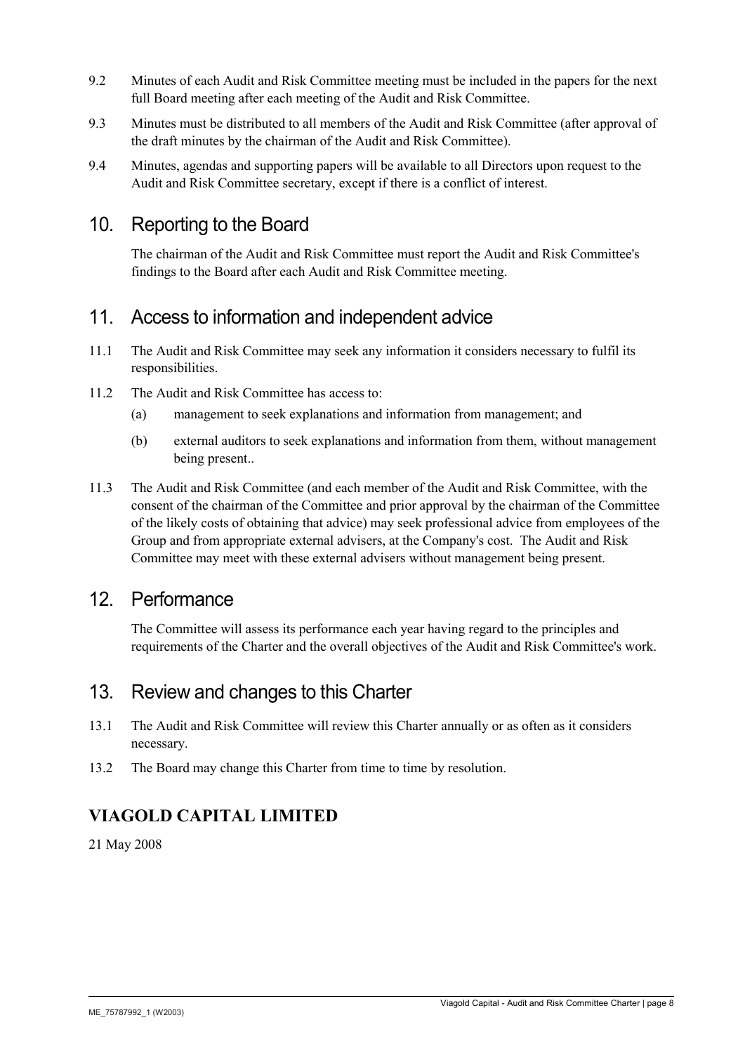9.2 Minutes of each Audit and Risk Committee meeting must be included in the papers for the next full Board meeting after each meeting of the Audit and Risk Committee.

9.3 Minutes must be distributed to all members of the Audit and Risk Committee (after approval of the draft minutes by the chairman of the Audit and Risk Committee).

9.4 Minutes, agendas and supporting papers will be available to all Directors upon request to the Audit and Risk Committee secretary, except if there is a conflict of interest.

## 10. Reporting to the Board

The chairman of the Audit and Risk Committee must report the Audit and Risk Committee's findings to the Board after each Audit and Risk Committee meeting.

## 11. Access to information and independent advice

11.1 The Audit and Risk Committee may seek any information it considers necessary to fulfil its responsibilities.

11.2 The Audit and Risk Committee has access to:

(a) management to seek explanations and information from management; and

(b) external auditors to seek explanations and information from them, without management being present..

11.3 The Audit and Risk Committee (and each member of the Audit and Risk Committee, with the consent of the chairman of the Committee and prior approval by the chairman of the Committee of the likely costs of obtaining that advice) may seek professional advice from employees of the Group and from appropriate external advisers, at the Company's cost. The Audit and Risk Committee may meet with these external advisers without management being present.

## 12. Performance

The Committee will assess its performance each year having regard to the principles and requirements of the Charter and the overall objectives of the Audit and Risk Committee's work.

## 13. Review and changes to this Charter

13.1 The Audit and Risk Committee will review this Charter annually or as often as it considers necessary.

13.2 The Board may change this Charter from time to time by resolution.

**VIAGOLD CAPITAL LIMITED**

21 May 2008